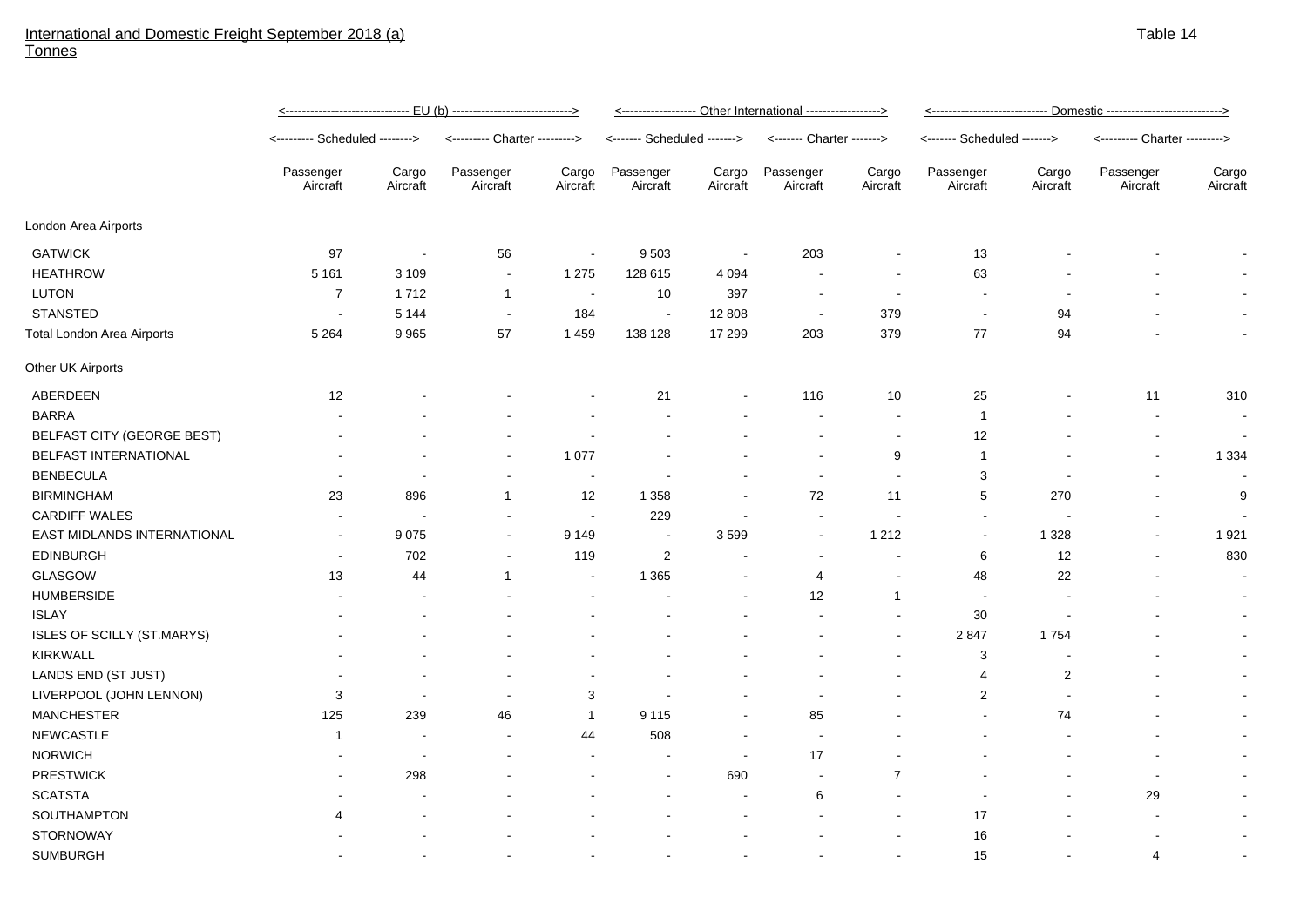International and Domestic Freight September 2018 (a)
Tonnes

Table 14

| | EU (b) | | | | Other International | | | | Domestic | | | |
|---|---|---|---|---|---|---|---|---|---|---|---|---|
| | Scheduled | | Charter | | Scheduled | | Charter | | Scheduled | | Charter | |
| | Passenger Aircraft | Cargo Aircraft | Passenger Aircraft | Cargo Aircraft | Passenger Aircraft | Cargo Aircraft | Passenger Aircraft | Cargo Aircraft | Passenger Aircraft | Cargo Aircraft | Passenger Aircraft | Cargo Aircraft |
| London Area Airports | | | | | | | | | | | | |
| GATWICK | 97 | - | 56 | - | 9 503 | - | 203 | - | 13 | - | - | - |
| HEATHROW | 5 161 | 3 109 | - | 1 275 | 128 615 | 4 094 | - | - | 63 | - | - | - |
| LUTON | 7 | 1 712 | 1 | - | 10 | 397 | - | - | - | - | - | - |
| STANSTED | - | 5 144 | - | 184 | - | 12 808 | - | 379 | - | 94 | - | - |
| Total London Area Airports | 5 264 | 9 965 | 57 | 1 459 | 138 128 | 17 299 | 203 | 379 | 77 | 94 | - | - |
| Other UK Airports | | | | | | | | | | | | |
| ABERDEEN | 12 | - | - | - | 21 | - | 116 | 10 | 25 | - | 11 | 310 |
| BARRA | - | - | - | - | - | - | - | - | 1 | - | - | - |
| BELFAST CITY (GEORGE BEST) | - | - | - | - | - | - | - | - | 12 | - | - | - |
| BELFAST INTERNATIONAL | - | - | - | 1 077 | - | - | - | 9 | 1 | - | - | 1 334 |
| BENBECULA | - | - | - | - | - | - | - | - | 3 | - | - | - |
| BIRMINGHAM | 23 | 896 | 1 | 12 | 1 358 | - | 72 | 11 | 5 | 270 | - | 9 |
| CARDIFF WALES | - | - | - | - | 229 | - | - | - | - | - | - | - |
| EAST MIDLANDS INTERNATIONAL | - | 9 075 | - | 9 149 | - | 3 599 | - | 1 212 | - | 1 328 | - | 1 921 |
| EDINBURGH | - | 702 | - | 119 | 2 | - | - | - | 6 | 12 | - | 830 |
| GLASGOW | 13 | 44 | 1 | - | 1 365 | - | 4 | - | 48 | 22 | - | - |
| HUMBERSIDE | - | - | - | - | - | - | 12 | 1 | - | - | - | - |
| ISLAY | - | - | - | - | - | - | - | - | 30 | - | - | - |
| ISLES OF SCILLY (ST.MARYS) | - | - | - | - | - | - | - | - | 2 847 | 1 754 | - | - |
| KIRKWALL | - | - | - | - | - | - | - | - | 3 | - | - | - |
| LANDS END (ST JUST) | - | - | - | - | - | - | - | - | 4 | 2 | - | - |
| LIVERPOOL (JOHN LENNON) | 3 | - | - | 3 | - | - | - | - | 2 | - | - | - |
| MANCHESTER | 125 | 239 | 46 | 1 | 9 115 | - | 85 | - | - | 74 | - | - |
| NEWCASTLE | 1 | - | - | 44 | 508 | - | - | - | - | - | - | - |
| NORWICH | - | - | - | - | - | - | 17 | - | - | - | - | - |
| PRESTWICK | - | 298 | - | - | - | 690 | - | 7 | - | - | - | - |
| SCATSTA | - | - | - | - | - | - | 6 | - | - | - | 29 | - |
| SOUTHAMPTON | 4 | - | - | - | - | - | - | - | 17 | - | - | - |
| STORNOWAY | - | - | - | - | - | - | - | - | 16 | - | - | - |
| SUMBURGH | - | - | - | - | - | - | - | - | 15 | - | 4 | - |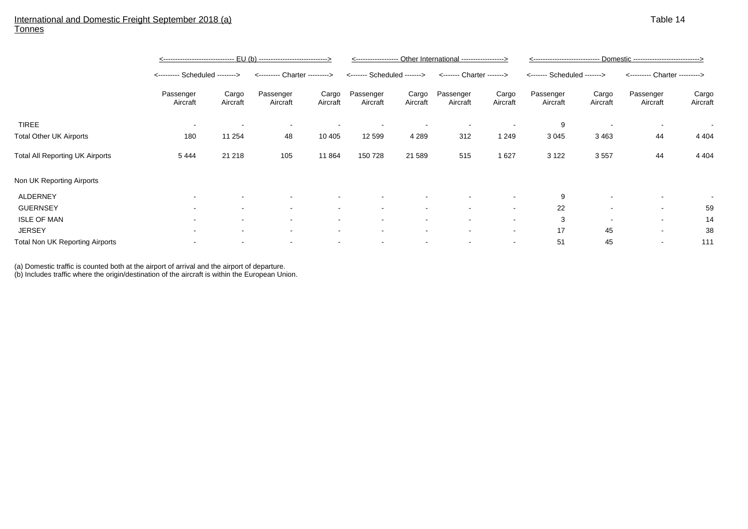International and Domestic Freight September 2018 (a)
Tonnes

Table 14

| | EU (b) | | | | Other International | | | | Domestic | | | |
|---|---|---|---|---|---|---|---|---|---|---|---|---|
| | Scheduled | | Charter | | Scheduled | | Charter | | Scheduled | | Charter | |
| | Passenger Aircraft | Cargo Aircraft | Passenger Aircraft | Cargo Aircraft | Passenger Aircraft | Cargo Aircraft | Passenger Aircraft | Cargo Aircraft | Passenger Aircraft | Cargo Aircraft | Passenger Aircraft | Cargo Aircraft |
| TIREE | - | - | - | - | - | - | - | - | 9 | - | - | - |
| Total Other UK Airports | 180 | 11 254 | 48 | 10 405 | 12 599 | 4 289 | 312 | 1 249 | 3 045 | 3 463 | 44 | 4 404 |
| Total All Reporting UK Airports | 5 444 | 21 218 | 105 | 11 864 | 150 728 | 21 589 | 515 | 1 627 | 3 122 | 3 557 | 44 | 4 404 |
| Non UK Reporting Airports | | | | | | | | | | | | |
| ALDERNEY | - | - | - | - | - | - | - | - | 9 | - | - | - |
| GUERNSEY | - | - | - | - | - | - | - | - | 22 | - | - | 59 |
| ISLE OF MAN | - | - | - | - | - | - | - | - | 3 | - | - | 14 |
| JERSEY | - | - | - | - | - | - | - | - | 17 | 45 | - | 38 |
| Total Non UK Reporting Airports | - | - | - | - | - | - | - | - | 51 | 45 | - | 111 |

(a) Domestic traffic is counted both at the airport of arrival and the airport of departure.
(b) Includes traffic where the origin/destination of the aircraft is within the European Union.